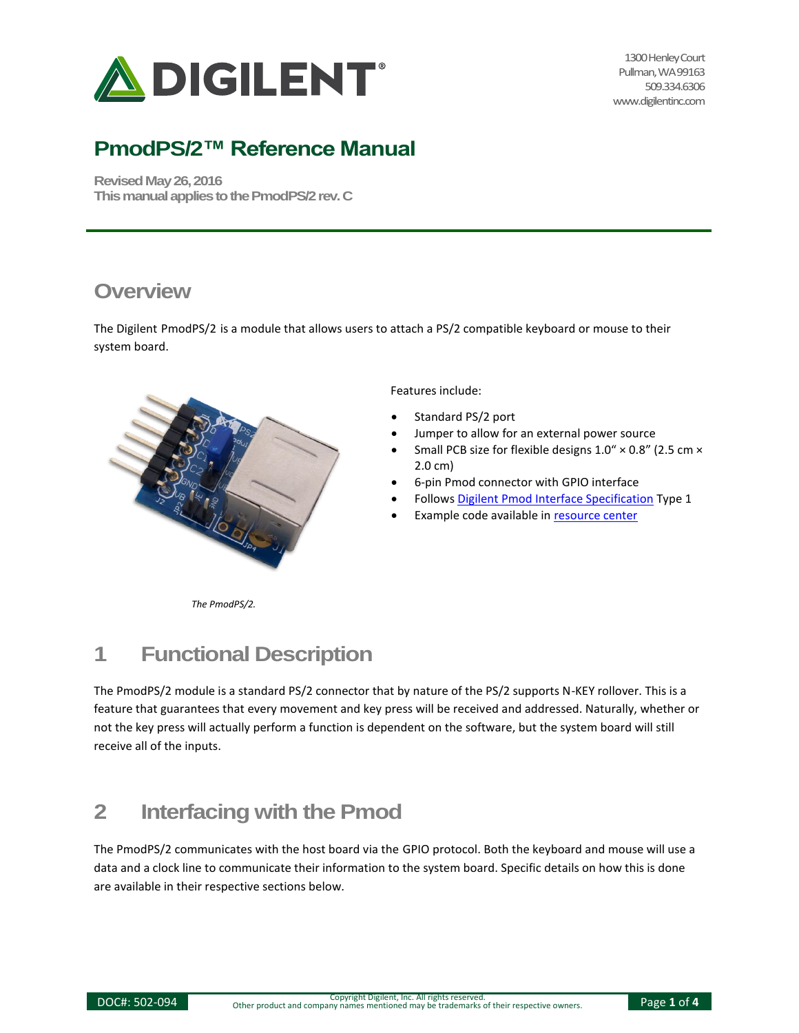# PmodPS/2™ Reference Manual

**Revised May 26, 2016**
**This manual applies to the PmodPS/2 rev. C**

## Overview

The Digilent PmodPS/2 is a module that allows users to attach a PS/2 compatible keyboard or mouse to their system board.

*The PmodPS/2.*

Features include:

- Standard PS/2 port
- Jumper to allow for an external power source
- Small PCB size for flexible designs 1.0" × 0.8" (2.5 cm × 2.0 cm)
- 6-pin Pmod connector with GPIO interface
- Follows Digilent Pmod Interface Specification Type 1
- Example code available in resource center

## 1 Functional Description

The PmodPS/2 module is a standard PS/2 connector that by nature of the PS/2 supports N-KEY rollover. This is a feature that guarantees that every movement and key press will be received and addressed. Naturally, whether or not the key press will actually perform a function is dependent on the software, but the system board will still receive all of the inputs.

## 2 Interfacing with the Pmod

The PmodPS/2 communicates with the host board via the GPIO protocol. Both the keyboard and mouse will use a data and a clock line to communicate their information to the system board. Specific details on how this is done are available in their respective sections below.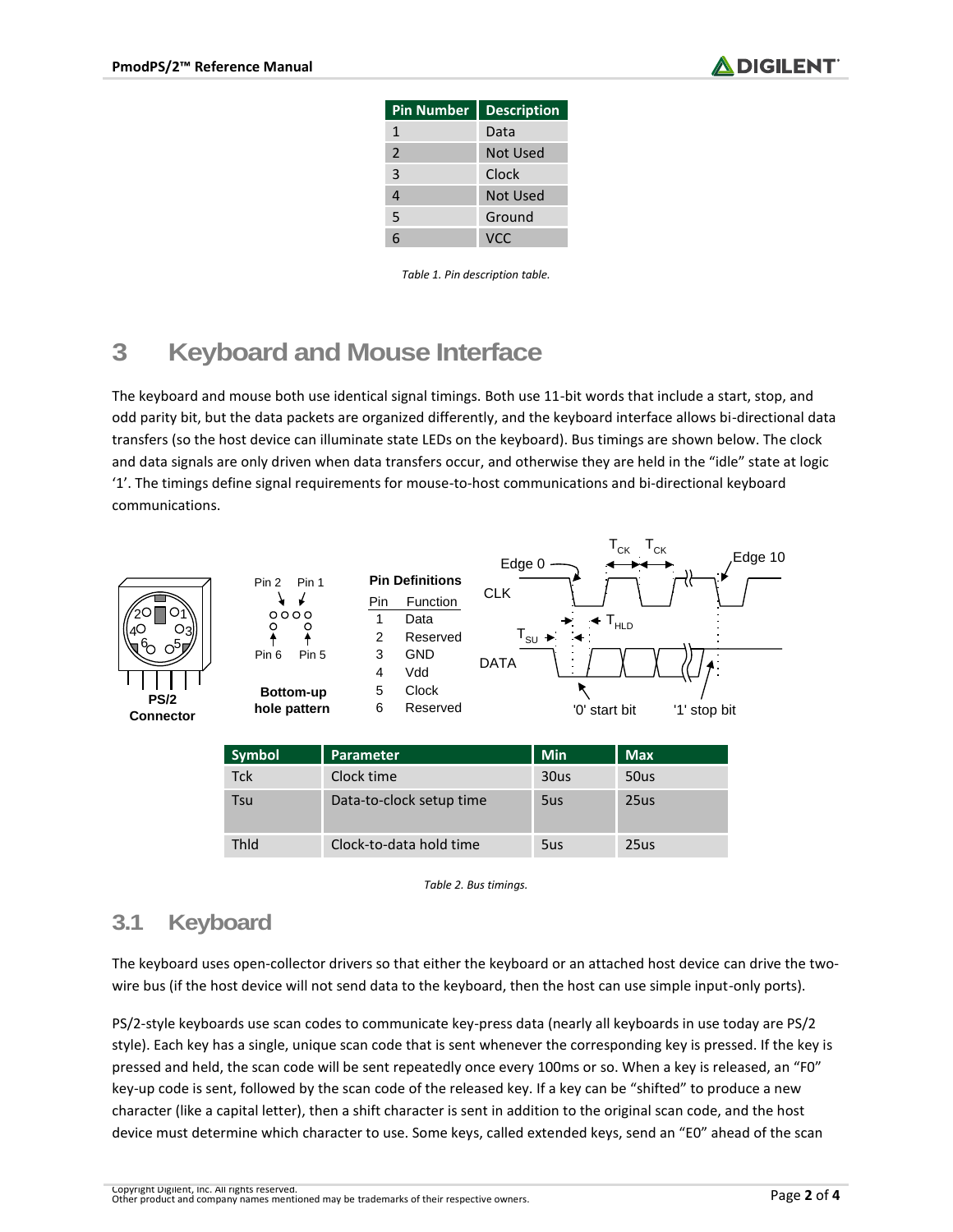| Pin Number | Description |
|---|---|
| 1 | Data |
| 2 | Not Used |
| 3 | Clock |
| 4 | Not Used |
| 5 | Ground |
| 6 | VCC |

*Table 1. Pin description table.*

# 3 Keyboard and Mouse Interface

The keyboard and mouse both use identical signal timings. Both use 11-bit words that include a start, stop, and odd parity bit, but the data packets are organized differently, and the keyboard interface allows bi-directional data transfers (so the host device can illuminate state LEDs on the keyboard). Bus timings are shown below. The clock and data signals are only driven when data transfers occur, and otherwise they are held in the "idle" state at logic '1'. The timings define signal requirements for mouse-to-host communications and bi-directional keyboard communications.

**Pin Definitions**

| Pin | Function |
|---|---|
| 1 | Data |
| 2 | Reserved |
| 3 | GND |
| 4 | Vdd |
| 5 | Clock |
| 6 | Reserved |

| Symbol | Parameter | Min | Max |
|---|---|---|---|
| Tck | Clock time | 30us | 50us |
| Tsu | Data-to-clock setup time | 5us | 25us |
| Thld | Clock-to-data hold time | 5us | 25us |

*Table 2. Bus timings.*

## 3.1 Keyboard

The keyboard uses open-collector drivers so that either the keyboard or an attached host device can drive the two-wire bus (if the host device will not send data to the keyboard, then the host can use simple input-only ports).

PS/2-style keyboards use scan codes to communicate key-press data (nearly all keyboards in use today are PS/2 style). Each key has a single, unique scan code that is sent whenever the corresponding key is pressed. If the key is pressed and held, the scan code will be sent repeatedly once every 100ms or so. When a key is released, an "F0" key-up code is sent, followed by the scan code of the released key. If a key can be "shifted" to produce a new character (like a capital letter), then a shift character is sent in addition to the original scan code, and the host device must determine which character to use. Some keys, called extended keys, send an "E0" ahead of the scan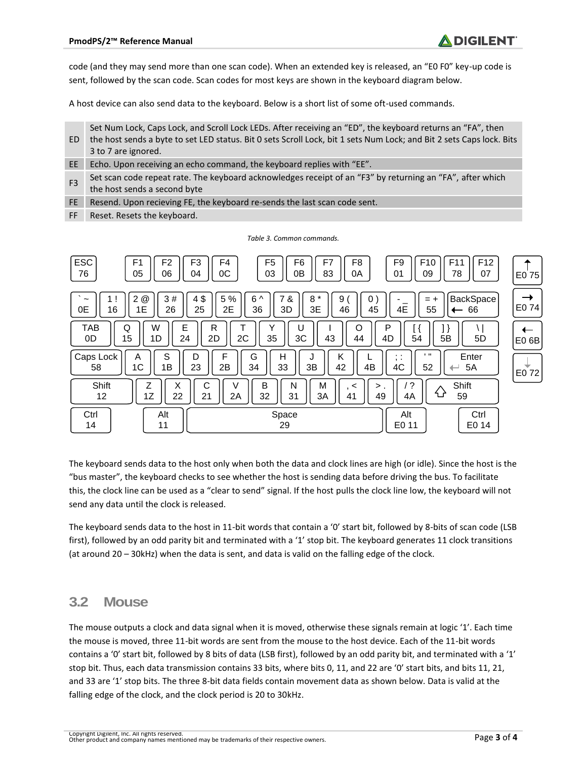code (and they may send more than one scan code). When an extended key is released, an "E0 F0" key-up code is sent, followed by the scan code. Scan codes for most keys are shown in the keyboard diagram below.

A host device can also send data to the keyboard. Below is a short list of some oft-used commands.

| | |
|---|---|
| ED | Set Num Lock, Caps Lock, and Scroll Lock LEDs. After receiving an "ED", the keyboard returns an "FA", then the host sends a byte to set LED status. Bit 0 sets Scroll Lock, bit 1 sets Num Lock; and Bit 2 sets Caps lock. Bits 3 to 7 are ignored. |
| EE | Echo. Upon receiving an echo command, the keyboard replies with "EE". |
| F3 | Set scan code repeat rate. The keyboard acknowledges receipt of an "F3" by returning an "FA", after which the host sends a second byte |
| FE | Resend. Upon recieving FE, the keyboard re-sends the last scan code sent. |
| FF | Reset. Resets the keyboard. |

*Table 3. Common commands.*

| ESC | F1 | F2 | F3 | F4 | F5 | F6 | F7 | F8 | F9 | F10 | F11 | F12 | ↑ |
|---|---|---|---|---|---|---|---|---|---|---|---|---|---|
| 76 | 05 | 06 | 04 | 0C | 03 | 0B | 83 | 0A | 01 | 09 | 78 | 07 | E0 75 |

| ` ~ | 1 ! | 2 @ | 3 # | 4 $ | 5 % | 6 ^ | 7 & | 8 * | 9 ( | 0 ) | - _ | = + | BackSpace | → |
|---|---|---|---|---|---|---|---|---|---|---|---|---|---|---|
| 0E | 16 | 1E | 26 | 25 | 2E | 36 | 3D | 3E | 46 | 45 | 4E | 55 | 66 | E0 74 |

| TAB | Q | W | E | R | T | Y | U | I | O | P | [ { | ] } | \ \| | ← |
|---|---|---|---|---|---|---|---|---|---|---|---|---|---|---|
| 0D | 15 | 1D | 24 | 2D | 2C | 35 | 3C | 43 | 44 | 4D | 54 | 5B | 5D | E0 6B |

| Caps Lock | A | S | D | F | G | H | J | K | L | ; : | ' " | Enter | ↓ |
|---|---|---|---|---|---|---|---|---|---|---|---|---|---|
| 58 | 1C | 1B | 23 | 2B | 34 | 33 | 3B | 42 | 4B | 4C | 52 | 5A | E0 72 |

| Shift | Z | X | C | V | B | N | M | , < | > . | / ? | Shift |
|---|---|---|---|---|---|---|---|---|---|---|---|
| 12 | 1Z | 22 | 21 | 2A | 32 | 31 | 3A | 41 | 49 | 4A | 59 |

| Ctrl | Alt | Space | Alt | Ctrl |
|---|---|---|---|---|
| 14 | 11 | 29 | E0 11 | E0 14 |

The keyboard sends data to the host only when both the data and clock lines are high (or idle). Since the host is the "bus master", the keyboard checks to see whether the host is sending data before driving the bus. To facilitate this, the clock line can be used as a "clear to send" signal. If the host pulls the clock line low, the keyboard will not send any data until the clock is released.

The keyboard sends data to the host in 11-bit words that contain a '0' start bit, followed by 8-bits of scan code (LSB first), followed by an odd parity bit and terminated with a '1' stop bit. The keyboard generates 11 clock transitions (at around 20 – 30kHz) when the data is sent, and data is valid on the falling edge of the clock.

## 3.2 Mouse

The mouse outputs a clock and data signal when it is moved, otherwise these signals remain at logic '1'. Each time the mouse is moved, three 11-bit words are sent from the mouse to the host device. Each of the 11-bit words contains a '0' start bit, followed by 8 bits of data (LSB first), followed by an odd parity bit, and terminated with a '1' stop bit. Thus, each data transmission contains 33 bits, where bits 0, 11, and 22 are '0' start bits, and bits 11, 21, and 33 are '1' stop bits. The three 8-bit data fields contain movement data as shown below. Data is valid at the falling edge of the clock, and the clock period is 20 to 30kHz.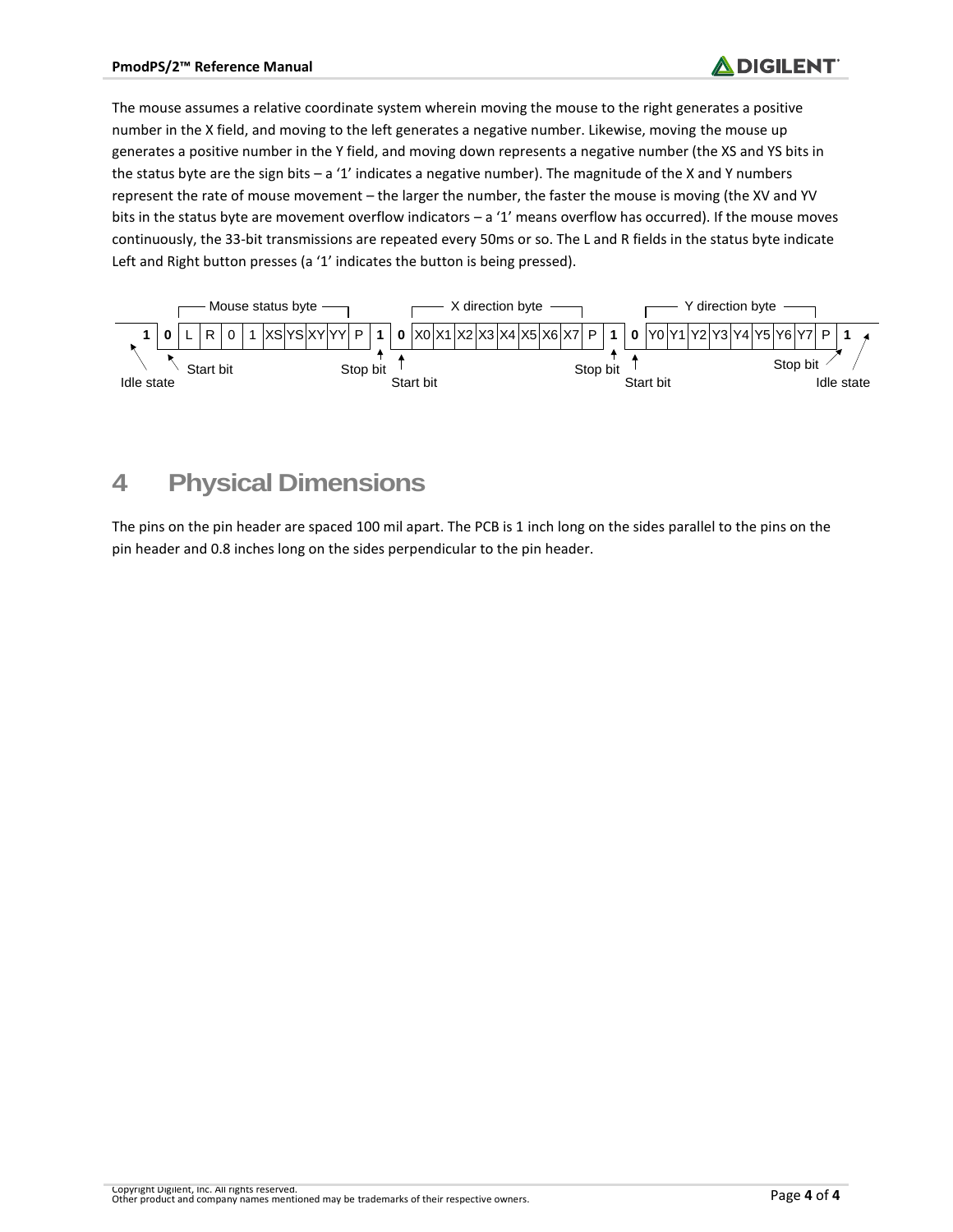The mouse assumes a relative coordinate system wherein moving the mouse to the right generates a positive number in the X field, and moving to the left generates a negative number. Likewise, moving the mouse up generates a positive number in the Y field, and moving down represents a negative number (the XS and YS bits in the status byte are the sign bits – a '1' indicates a negative number). The magnitude of the X and Y numbers represent the rate of mouse movement – the larger the number, the faster the mouse is moving (the XV and YV bits in the status byte are movement overflow indicators – a '1' means overflow has occurred). If the mouse moves continuously, the 33-bit transmissions are repeated every 50ms or so. The L and R fields in the status byte indicate Left and Right button presses (a '1' indicates the button is being pressed).

Mouse status byte

X direction byte

Y direction byte

1 0 L R 0 1 XS YS XY YY P 1 0 X0 X1 X2 X3 X4 X5 X6 X7 P 1 0 Y0 Y1 Y2 Y3 Y4 Y5 Y6 Y7 P 1

Idle state

Start bit

Stop bit

Start bit

Stop bit

Start bit

Stop bit

Idle state

# 4 Physical Dimensions

The pins on the pin header are spaced 100 mil apart. The PCB is 1 inch long on the sides parallel to the pins on the pin header and 0.8 inches long on the sides perpendicular to the pin header.